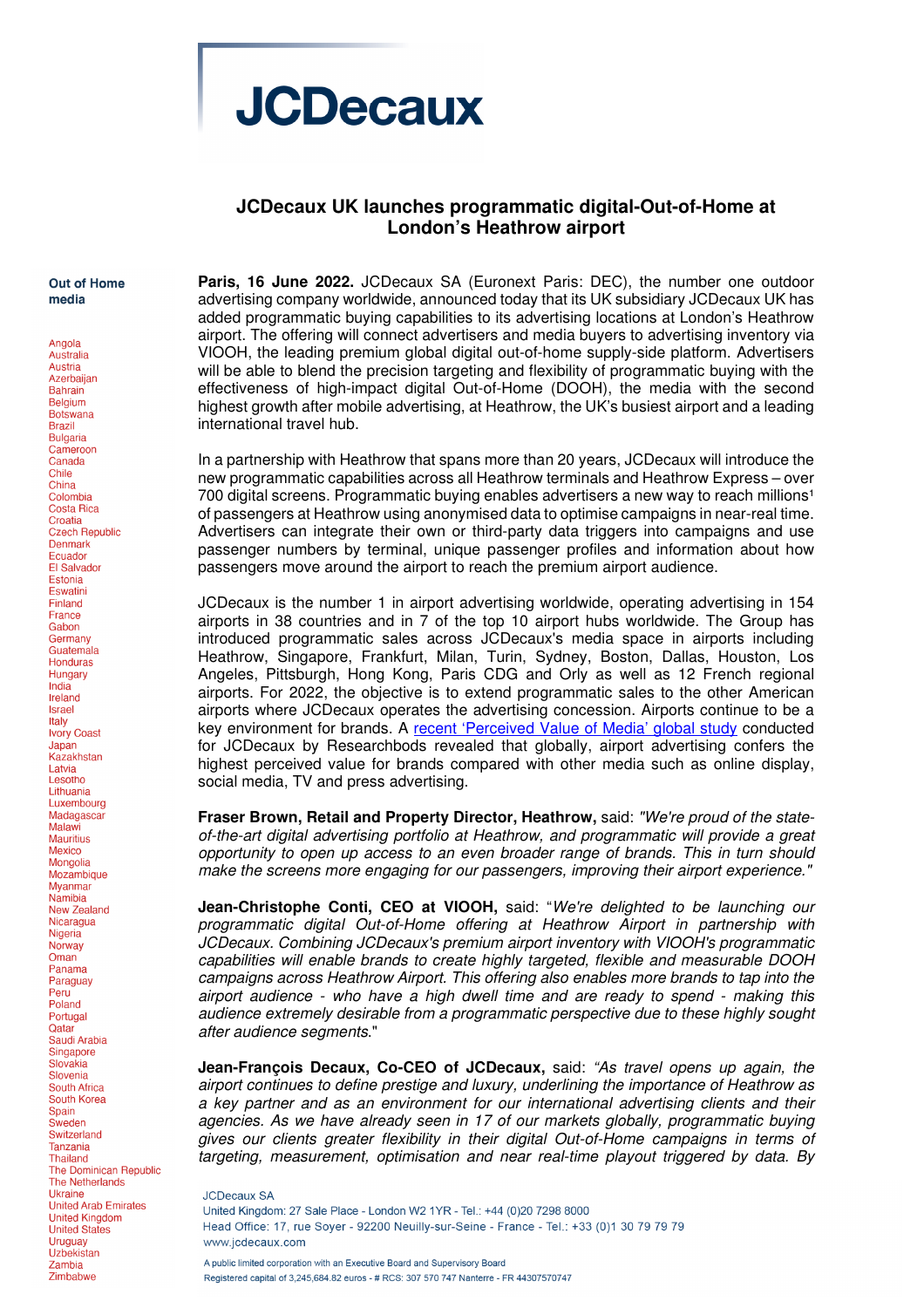# JCDecaux

## JCDecaux UK launches programmatic digital-Out-of-Home at London's Heathrow airport

**Out of Home media**

Angola
Australia
Austria
Azerbaijan
Bahrain
Belgium
Botswana
Brazil
Bulgaria
Cameroon
Canada
Chile
China
Colombia
Costa Rica
Croatia
Czech Republic
Denmark
Ecuador
El Salvador
Estonia
Eswatini
Finland
France
Gabon
Germany
Guatemala
Honduras
Hungary
India
Ireland
Israel
Italy
Ivory Coast
Japan
Kazakhstan
Latvia
Lesotho
Lithuania
Luxembourg
Madagascar
Malawi
Mauritius
Mexico
Mongolia
Mozambique
Myanmar
Namibia
New Zealand
Nicaragua
Nigeria
Norway
Oman
Panama
Paraguay
Peru
Poland
Portugal
Qatar
Saudi Arabia
Singapore
Slovakia
Slovenia
South Africa
South Korea
Spain
Sweden
Switzerland
Tanzania
Thailand
The Dominican Republic
The Netherlands
Ukraine
United Arab Emirates
United Kingdom
United States
Uruguay
Uzbekistan
Zambia
Zimbabwe

**Paris, 16 June 2022.** JCDecaux SA (Euronext Paris: DEC), the number one outdoor advertising company worldwide, announced today that its UK subsidiary JCDecaux UK has added programmatic buying capabilities to its advertising locations at London's Heathrow airport. The offering will connect advertisers and media buyers to advertising inventory via VIOOH, the leading premium global digital out-of-home supply-side platform. Advertisers will be able to blend the precision targeting and flexibility of programmatic buying with the effectiveness of high-impact digital Out-of-Home (DOOH), the media with the second highest growth after mobile advertising, at Heathrow, the UK's busiest airport and a leading international travel hub.

In a partnership with Heathrow that spans more than 20 years, JCDecaux will introduce the new programmatic capabilities across all Heathrow terminals and Heathrow Express – over 700 digital screens. Programmatic buying enables advertisers a new way to reach millions[1] of passengers at Heathrow using anonymised data to optimise campaigns in near-real time. Advertisers can integrate their own or third-party data triggers into campaigns and use passenger numbers by terminal, unique passenger profiles and information about how passengers move around the airport to reach the premium airport audience.

JCDecaux is the number 1 in airport advertising worldwide, operating advertising in 154 airports in 38 countries and in 7 of the top 10 airport hubs worldwide. The Group has introduced programmatic sales across JCDecaux's media space in airports including Heathrow, Singapore, Frankfurt, Milan, Turin, Sydney, Boston, Dallas, Houston, Los Angeles, Pittsburgh, Hong Kong, Paris CDG and Orly as well as 12 French regional airports. For 2022, the objective is to extend programmatic sales to the other American airports where JCDecaux operates the advertising concession. Airports continue to be a key environment for brands. A recent 'Perceived Value of Media' global study conducted for JCDecaux by Researchbods revealed that globally, airport advertising confers the highest perceived value for brands compared with other media such as online display, social media, TV and press advertising.

**Fraser Brown, Retail and Property Director, Heathrow,** said: *"We're proud of the state-of-the-art digital advertising portfolio at Heathrow, and programmatic will provide a great opportunity to open up access to an even broader range of brands. This in turn should make the screens more engaging for our passengers, improving their airport experience."*

**Jean-Christophe Conti, CEO at VIOOH,** said: "*We're delighted to be launching our programmatic digital Out-of-Home offering at Heathrow Airport in partnership with JCDecaux. Combining JCDecaux's premium airport inventory with VIOOH's programmatic capabilities will enable brands to create highly targeted, flexible and measurable DOOH campaigns across Heathrow Airport. This offering also enables more brands to tap into the airport audience - who have a high dwell time and are ready to spend - making this audience extremely desirable from a programmatic perspective due to these highly sought after audience segments.*"

**Jean-François Decaux, Co-CEO of JCDecaux,** said: *"As travel opens up again, the airport continues to define prestige and luxury, underlining the importance of Heathrow as a key partner and as an environment for our international advertising clients and their agencies. As we have already seen in 17 of our markets globally, programmatic buying gives our clients greater flexibility in their digital Out-of-Home campaigns in terms of targeting, measurement, optimisation and near real-time playout triggered by data. By*

JCDecaux SA
United Kingdom: 27 Sale Place - London W2 1YR - Tel.: +44 (0)20 7298 8000
Head Office: 17, rue Soyer - 92200 Neuilly-sur-Seine - France - Tel.: +33 (0)1 30 79 79 79
www.jcdecaux.com

A public limited corporation with an Executive Board and Supervisory Board
Registered capital of 3,245,684.82 euros - # RCS: 307 570 747 Nanterre - FR 44307570747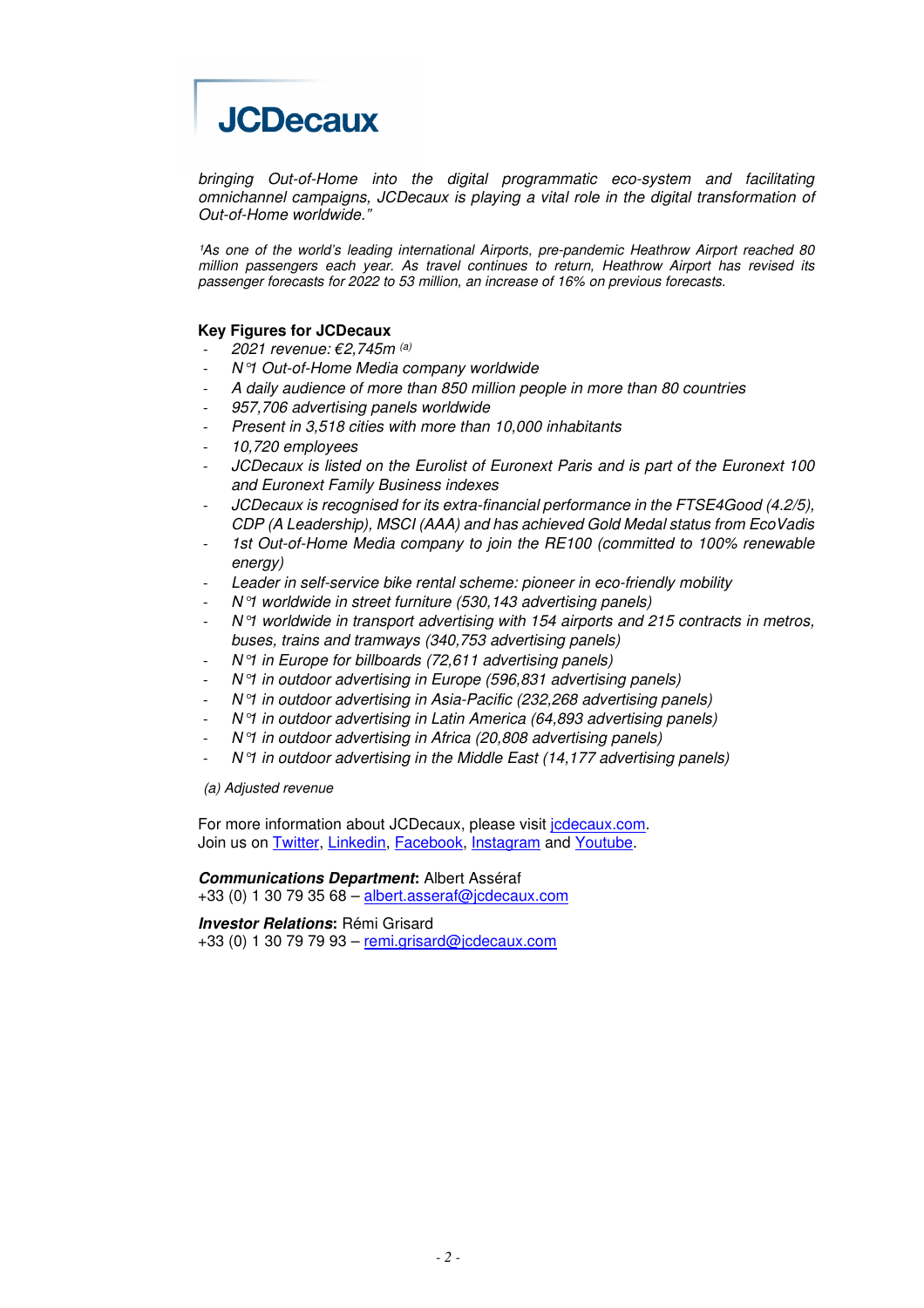*bringing Out-of-Home into the digital programmatic eco-system and facilitating omnichannel campaigns, JCDecaux is playing a vital role in the digital transformation of Out-of-Home worldwide."*

*[1]As one of the world's leading international Airports, pre-pandemic Heathrow Airport reached 80 million passengers each year. As travel continues to return, Heathrow Airport has revised its passenger forecasts for 2022 to 53 million, an increase of 16% on previous forecasts.*

**Key Figures for JCDecaux**

- *2021 revenue: €2,745m [(a)]*
- *N°1 Out-of-Home Media company worldwide*
- *A daily audience of more than 850 million people in more than 80 countries*
- *957,706 advertising panels worldwide*
- *Present in 3,518 cities with more than 10,000 inhabitants*
- *10,720 employees*
- *JCDecaux is listed on the Eurolist of Euronext Paris and is part of the Euronext 100 and Euronext Family Business indexes*
- *JCDecaux is recognised for its extra-financial performance in the FTSE4Good (4.2/5), CDP (A Leadership), MSCI (AAA) and has achieved Gold Medal status from EcoVadis*
- *1st Out-of-Home Media company to join the RE100 (committed to 100% renewable energy)*
- *Leader in self-service bike rental scheme: pioneer in eco-friendly mobility*
- *N°1 worldwide in street furniture (530,143 advertising panels)*
- *N°1 worldwide in transport advertising with 154 airports and 215 contracts in metros, buses, trains and tramways (340,753 advertising panels)*
- *N°1 in Europe for billboards (72,611 advertising panels)*
- *N°1 in outdoor advertising in Europe (596,831 advertising panels)*
- *N°1 in outdoor advertising in Asia-Pacific (232,268 advertising panels)*
- *N°1 in outdoor advertising in Latin America (64,893 advertising panels)*
- *N°1 in outdoor advertising in Africa (20,808 advertising panels)*
- *N°1 in outdoor advertising in the Middle East (14,177 advertising panels)*

*(a) Adjusted revenue*

For more information about JCDecaux, please visit jcdecaux.com.
Join us on Twitter, Linkedin, Facebook, Instagram and Youtube.

***Communications Department*:** Albert Asséraf
+33 (0) 1 30 79 35 68 – albert.asseraf@jcdecaux.com

***Investor Relations*:** Rémi Grisard
+33 (0) 1 30 79 79 93 – remi.grisard@jcdecaux.com